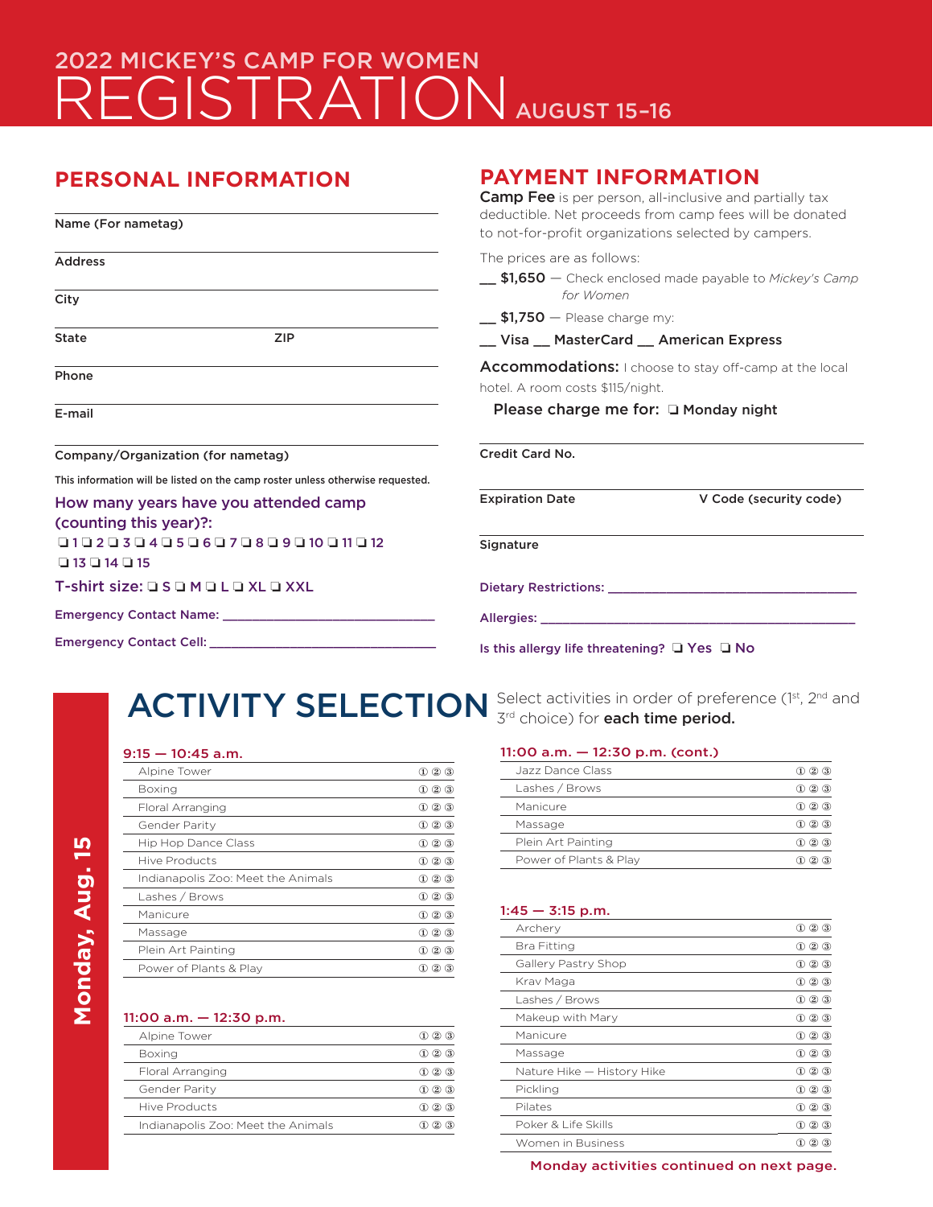# 2022 MICKEY'S CAMP FOR WOMEN REGISTRATION AUGUST 15–16

## PERSONAL INFORMATION

Name (For nametag)

Address

City

State ZIP

Phone

E-mail

Company/Organization (for nametag)

This information will be listed on the camp roster unless otherwise requested.

**How many years have you attended camp (counting this year)?:**

❏ 1 ❏ 2 ❏ 3 ❏ 4 ❏ 5 ❏ 6 ❏ 7 ❏ 8 ❏ 9 ❏ 10 ❏ 11 ❏ 12 ❏ 13 ❏ 14 ❏ 15

**T-shirt size:** ❏ S ❏ M ❏ L ❏ XL ❏ XXL

Emergency Contact Name: ______________________________

Emergency Contact Cell: ______________________________

## PAYMENT INFORMATION

**Camp Fee** is per person, all-inclusive and partially tax deductible. Net proceeds from camp fees will be donated to not-for-profit organizations selected by campers.

The prices are as follows:

__ **$1,650** — Check enclosed made payable to *Mickey's Camp for Women*

__ **$1,750** — Please charge my:

__ Visa __ MasterCard __ American Express

**Accommodations:** I choose to stay off-camp at the local hotel. A room costs $115/night.

Please charge me for: ❏ Monday night

Credit Card No.

Expiration Date V Code (security code)

Signature

Dietary Restrictions: ______________________________

Allergies: ______________________________

Is this allergy life threatening? ❏ Yes ❏ No

## ACTIVITY SELECTION

Select activities in order of preference (1st, 2nd and 3rd choice) for **each time period**.

### Monday, Aug. 15

#### 9:15 — 10:45 a.m.

| Activity | Choice |
|---|---|
| Alpine Tower | ① ② ③ |
| Boxing | ① ② ③ |
| Floral Arranging | ① ② ③ |
| Gender Parity | ① ② ③ |
| Hip Hop Dance Class | ① ② ③ |
| Hive Products | ① ② ③ |
| Indianapolis Zoo: Meet the Animals | ① ② ③ |
| Lashes / Brows | ① ② ③ |
| Manicure | ① ② ③ |
| Massage | ① ② ③ |
| Plein Art Painting | ① ② ③ |
| Power of Plants & Play | ① ② ③ |

#### 11:00 a.m. — 12:30 p.m.

| Activity | Choice |
|---|---|
| Alpine Tower | ① ② ③ |
| Boxing | ① ② ③ |
| Floral Arranging | ① ② ③ |
| Gender Parity | ① ② ③ |
| Hive Products | ① ② ③ |
| Indianapolis Zoo: Meet the Animals | ① ② ③ |
| Jazz Dance Class | ① ② ③ |
| Lashes / Brows | ① ② ③ |
| Manicure | ① ② ③ |
| Massage | ① ② ③ |
| Plein Art Painting | ① ② ③ |
| Power of Plants & Play | ① ② ③ |

#### 1:45 — 3:15 p.m.

| Activity | Choice |
|---|---|
| Archery | ① ② ③ |
| Bra Fitting | ① ② ③ |
| Gallery Pastry Shop | ① ② ③ |
| Krav Maga | ① ② ③ |
| Lashes / Brows | ① ② ③ |
| Makeup with Mary | ① ② ③ |
| Manicure | ① ② ③ |
| Massage | ① ② ③ |
| Nature Hike — History Hike | ① ② ③ |
| Pickling | ① ② ③ |
| Pilates | ① ② ③ |
| Poker & Life Skills | ① ② ③ |
| Women in Business | ① ② ③ |

Monday activities continued on next page.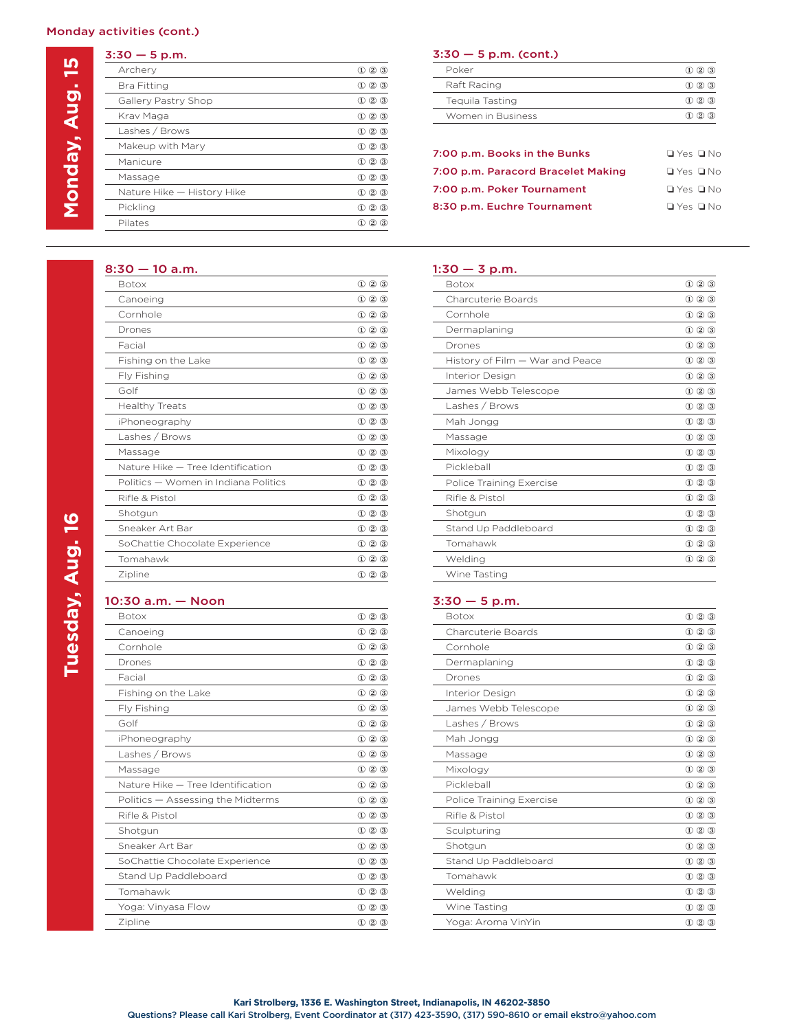## Monday activities (cont.)

### Monday, Aug. 15

**3:30 — 5 p.m.**

| | |
|---|---|
| Archery | ① ② ③ |
| Bra Fitting | ① ② ③ |
| Gallery Pastry Shop | ① ② ③ |
| Krav Maga | ① ② ③ |
| Lashes / Brows | ① ② ③ |
| Makeup with Mary | ① ② ③ |
| Manicure | ① ② ③ |
| Massage | ① ② ③ |
| Nature Hike — History Hike | ① ② ③ |
| Pickling | ① ② ③ |
| Pilates | ① ② ③ |

**3:30 — 5 p.m. (cont.)**

| | |
|---|---|
| Poker | ① ② ③ |
| Raft Racing | ① ② ③ |
| Tequila Tasting | ① ② ③ |
| Women in Business | ① ② ③ |

| | |
|---|---|
| **7:00 p.m. Books in the Bunks** | ❑ Yes ❑ No |
| **7:00 p.m. Paracord Bracelet Making** | ❑ Yes ❑ No |
| **7:00 p.m. Poker Tournament** | ❑ Yes ❑ No |
| **8:30 p.m. Euchre Tournament** | ❑ Yes ❑ No |

### Tuesday, Aug. 16

**8:30 — 10 a.m.**

| | |
|---|---|
| Botox | ① ② ③ |
| Canoeing | ① ② ③ |
| Cornhole | ① ② ③ |
| Drones | ① ② ③ |
| Facial | ① ② ③ |
| Fishing on the Lake | ① ② ③ |
| Fly Fishing | ① ② ③ |
| Golf | ① ② ③ |
| Healthy Treats | ① ② ③ |
| iPhoneography | ① ② ③ |
| Lashes / Brows | ① ② ③ |
| Massage | ① ② ③ |
| Nature Hike — Tree Identification | ① ② ③ |
| Politics — Women in Indiana Politics | ① ② ③ |
| Rifle & Pistol | ① ② ③ |
| Shotgun | ① ② ③ |
| Sneaker Art Bar | ① ② ③ |
| SoChattie Chocolate Experience | ① ② ③ |
| Tomahawk | ① ② ③ |
| Zipline | ① ② ③ |

**10:30 a.m. — Noon**

| | |
|---|---|
| Botox | ① ② ③ |
| Canoeing | ① ② ③ |
| Cornhole | ① ② ③ |
| Drones | ① ② ③ |
| Facial | ① ② ③ |
| Fishing on the Lake | ① ② ③ |
| Fly Fishing | ① ② ③ |
| Golf | ① ② ③ |
| iPhoneography | ① ② ③ |
| Lashes / Brows | ① ② ③ |
| Massage | ① ② ③ |
| Nature Hike — Tree Identification | ① ② ③ |
| Politics — Assessing the Midterms | ① ② ③ |
| Rifle & Pistol | ① ② ③ |
| Shotgun | ① ② ③ |
| Sneaker Art Bar | ① ② ③ |
| SoChattie Chocolate Experience | ① ② ③ |
| Stand Up Paddleboard | ① ② ③ |
| Tomahawk | ① ② ③ |
| Yoga: Vinyasa Flow | ① ② ③ |
| Zipline | ① ② ③ |

**1:30 — 3 p.m.**

| | |
|---|---|
| Botox | ① ② ③ |
| Charcuterie Boards | ① ② ③ |
| Cornhole | ① ② ③ |
| Dermaplaning | ① ② ③ |
| Drones | ① ② ③ |
| History of Film — War and Peace | ① ② ③ |
| Interior Design | ① ② ③ |
| James Webb Telescope | ① ② ③ |
| Lashes / Brows | ① ② ③ |
| Mah Jongg | ① ② ③ |
| Massage | ① ② ③ |
| Mixology | ① ② ③ |
| Pickleball | ① ② ③ |
| Police Training Exercise | ① ② ③ |
| Rifle & Pistol | ① ② ③ |
| Shotgun | ① ② ③ |
| Stand Up Paddleboard | ① ② ③ |
| Tomahawk | ① ② ③ |
| Welding | ① ② ③ |
| Wine Tasting | |

**3:30 — 5 p.m.**

| | |
|---|---|
| Botox | ① ② ③ |
| Charcuterie Boards | ① ② ③ |
| Cornhole | ① ② ③ |
| Dermaplaning | ① ② ③ |
| Drones | ① ② ③ |
| Interior Design | ① ② ③ |
| James Webb Telescope | ① ② ③ |
| Lashes / Brows | ① ② ③ |
| Mah Jongg | ① ② ③ |
| Massage | ① ② ③ |
| Mixology | ① ② ③ |
| Pickleball | ① ② ③ |
| Police Training Exercise | ① ② ③ |
| Rifle & Pistol | ① ② ③ |
| Sculpturing | ① ② ③ |
| Shotgun | ① ② ③ |
| Stand Up Paddleboard | ① ② ③ |
| Tomahawk | ① ② ③ |
| Welding | ① ② ③ |
| Wine Tasting | ① ② ③ |
| Yoga: Aroma VinYin | ① ② ③ |

**Kari Strolberg, 1336 E. Washington Street, Indianapolis, IN 46202-3850**
**Questions? Please call Kari Strolberg, Event Coordinator at (317) 423-3590, (317) 590-8610 or email ekstro@yahoo.com**